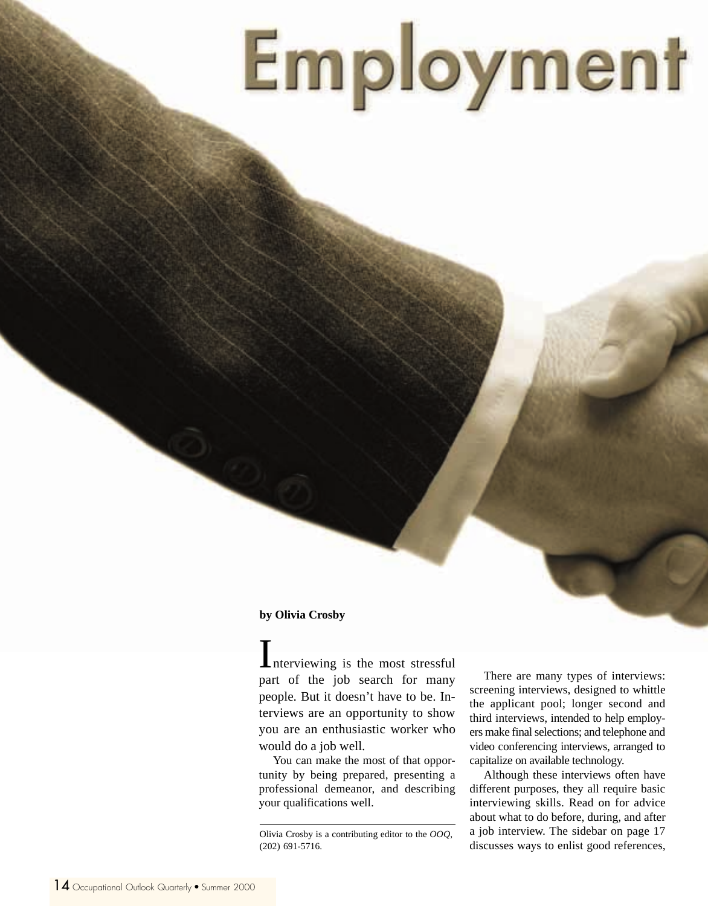# Employment

**by Olivia Crosby**

Interviewing is the most stressful part of the job search for many people. But it doesn't have to be. Interviews are an opportunity to show you are an enthusiastic worker who would do a job well.

You can make the most of that opportunity by being prepared, presenting a professional demeanor, and describing your qualifications well.

Olivia Crosby is a contributing editor to the *OOQ*, (202) 691-5716.

There are many types of interviews: screening interviews, designed to whittle the applicant pool; longer second and third interviews, intended to help employers make final selections; and telephone and video conferencing interviews, arranged to capitalize on available technology.

Although these interviews often have different purposes, they all require basic interviewing skills. Read on for advice about what to do before, during, and after a job interview. The sidebar on page 17 discusses ways to enlist good references,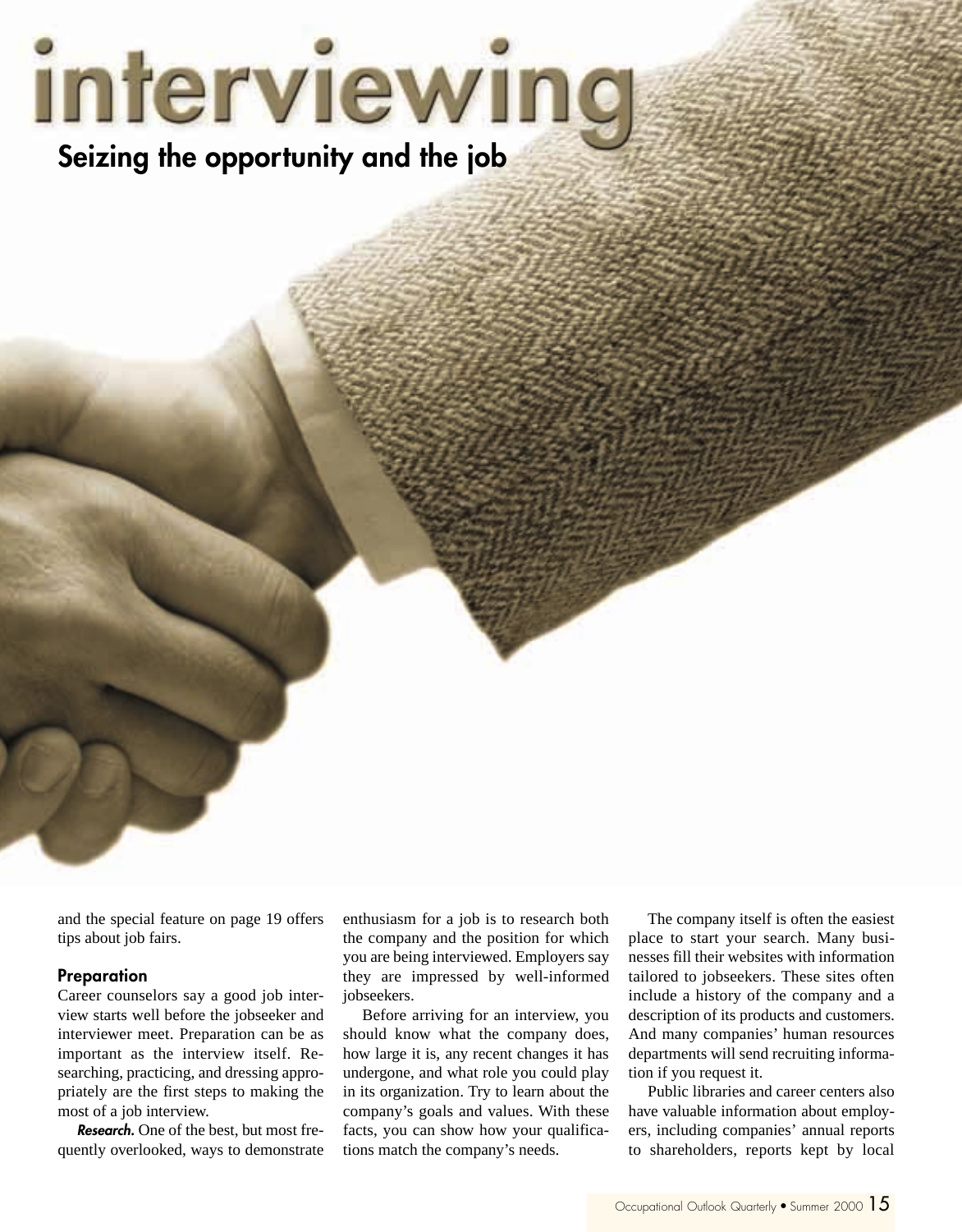# interviewing

## Seizing the opportunity and the job

and the special feature on page 19 offers tips about job fairs.

### Preparation

Career counselors say a good job interview starts well before the jobseeker and interviewer meet. Preparation can be as important as the interview itself. Researching, practicing, and dressing appropriately are the first steps to making the most of a job interview.

***Research.*** One of the best, but most frequently overlooked, ways to demonstrate enthusiasm for a job is to research both the company and the position for which you are being interviewed. Employers say they are impressed by well-informed jobseekers.

Before arriving for an interview, you should know what the company does, how large it is, any recent changes it has undergone, and what role you could play in its organization. Try to learn about the company's goals and values. With these facts, you can show how your qualifications match the company's needs.

The company itself is often the easiest place to start your search. Many businesses fill their websites with information tailored to jobseekers. These sites often include a history of the company and a description of its products and customers. And many companies' human resources departments will send recruiting information if you request it.

Public libraries and career centers also have valuable information about employers, including companies' annual reports to shareholders, reports kept by local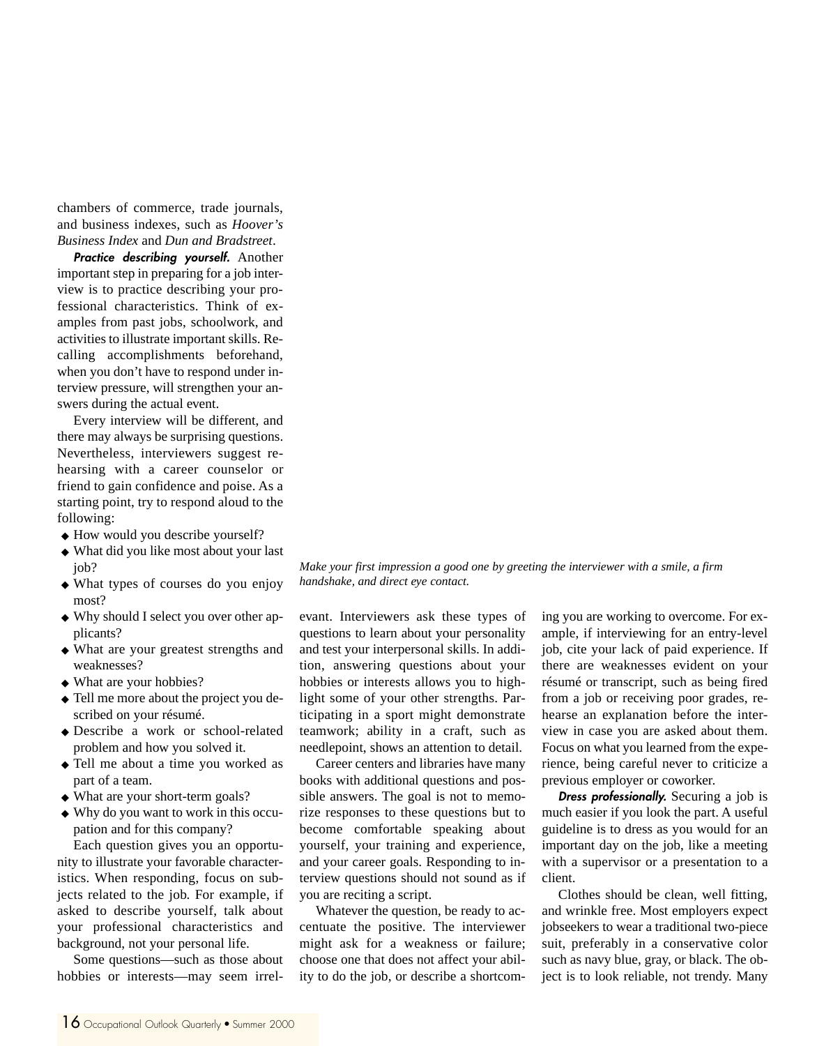chambers of commerce, trade journals, and business indexes, such as *Hoover's Business Index* and *Dun and Bradstreet*.

***Practice describing yourself.*** Another important step in preparing for a job interview is to practice describing your professional characteristics. Think of examples from past jobs, schoolwork, and activities to illustrate important skills. Recalling accomplishments beforehand, when you don't have to respond under interview pressure, will strengthen your answers during the actual event.

Every interview will be different, and there may always be surprising questions. Nevertheless, interviewers suggest rehearsing with a career counselor or friend to gain confidence and poise. As a starting point, try to respond aloud to the following:

- How would you describe yourself?
- What did you like most about your last job?
- What types of courses do you enjoy most?
- Why should I select you over other applicants?
- What are your greatest strengths and weaknesses?
- What are your hobbies?
- Tell me more about the project you described on your résumé.
- Describe a work or school-related problem and how you solved it.
- Tell me about a time you worked as part of a team.
- What are your short-term goals?
- Why do you want to work in this occupation and for this company?

Each question gives you an opportunity to illustrate your favorable characteristics. When responding, focus on subjects related to the job. For example, if asked to describe yourself, talk about your professional characteristics and background, not your personal life.

Some questions—such as those about hobbies or interests—may seem irrelevant. Interviewers ask these types of questions to learn about your personality and test your interpersonal skills. In addition, answering questions about your hobbies or interests allows you to highlight some of your other strengths. Participating in a sport might demonstrate teamwork; ability in a craft, such as needlepoint, shows an attention to detail.

Career centers and libraries have many books with additional questions and possible answers. The goal is not to memorize responses to these questions but to become comfortable speaking about yourself, your training and experience, and your career goals. Responding to interview questions should not sound as if you are reciting a script.

Whatever the question, be ready to accentuate the positive. The interviewer might ask for a weakness or failure; choose one that does not affect your ability to do the job, or describe a shortcoming you are working to overcome. For example, if interviewing for an entry-level job, cite your lack of paid experience. If there are weaknesses evident on your résumé or transcript, such as being fired from a job or receiving poor grades, rehearse an explanation before the interview in case you are asked about them. Focus on what you learned from the experience, being careful never to criticize a previous employer or coworker.

***Dress professionally.*** Securing a job is much easier if you look the part. A useful guideline is to dress as you would for an important day on the job, like a meeting with a supervisor or a presentation to a client.

Clothes should be clean, well fitting, and wrinkle free. Most employers expect jobseekers to wear a traditional two-piece suit, preferably in a conservative color such as navy blue, gray, or black. The object is to look reliable, not trendy. Many

*Make your first impression a good one by greeting the interviewer with a smile, a firm handshake, and direct eye contact.*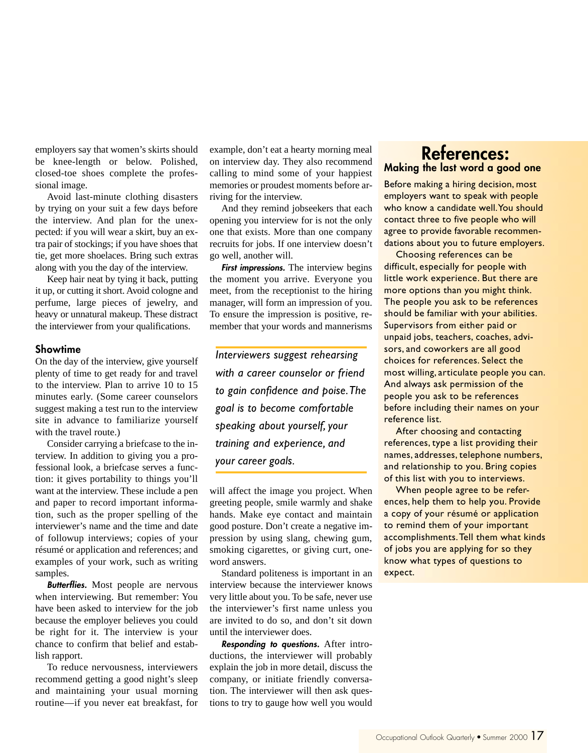employers say that women's skirts should be knee-length or below. Polished, closed-toe shoes complete the professional image.

Avoid last-minute clothing disasters by trying on your suit a few days before the interview. And plan for the unexpected: if you will wear a skirt, buy an extra pair of stockings; if you have shoes that tie, get more shoelaces. Bring such extras along with you the day of the interview.

Keep hair neat by tying it back, putting it up, or cutting it short. Avoid cologne and perfume, large pieces of jewelry, and heavy or unnatural makeup. These distract the interviewer from your qualifications.

### Showtime

On the day of the interview, give yourself plenty of time to get ready for and travel to the interview. Plan to arrive 10 to 15 minutes early. (Some career counselors suggest making a test run to the interview site in advance to familiarize yourself with the travel route.)

Consider carrying a briefcase to the interview. In addition to giving you a professional look, a briefcase serves a function: it gives portability to things you'll want at the interview. These include a pen and paper to record important information, such as the proper spelling of the interviewer's name and the time and date of followup interviews; copies of your résumé or application and references; and examples of your work, such as writing samples.

***Butterflies.*** Most people are nervous when interviewing. But remember: You have been asked to interview for the job because the employer believes you could be right for it. The interview is your chance to confirm that belief and establish rapport.

To reduce nervousness, interviewers recommend getting a good night's sleep and maintaining your usual morning routine—if you never eat breakfast, for example, don't eat a hearty morning meal on interview day. They also recommend calling to mind some of your happiest memories or proudest moments before arriving for the interview.

And they remind jobseekers that each opening you interview for is not the only one that exists. More than one company recruits for jobs. If one interview doesn't go well, another will.

***First impressions.*** The interview begins the moment you arrive. Everyone you meet, from the receptionist to the hiring manager, will form an impression of you. To ensure the impression is positive, remember that your words and mannerisms will affect the image you project. When greeting people, smile warmly and shake hands. Make eye contact and maintain good posture. Don't create a negative impression by using slang, chewing gum, smoking cigarettes, or giving curt, one-word answers.

*Interviewers suggest rehearsing with a career counselor or friend to gain confidence and poise. The goal is to become comfortable speaking about yourself, your training and experience, and your career goals.*

Standard politeness is important in an interview because the interviewer knows very little about you. To be safe, never use the interviewer's first name unless you are invited to do so, and don't sit down until the interviewer does.

***Responding to questions.*** After introductions, the interviewer will probably explain the job in more detail, discuss the company, or initiate friendly conversation. The interviewer will then ask questions to try to gauge how well you would

## References:
### Making the last word a good one

Before making a hiring decision, most employers want to speak with people who know a candidate well. You should contact three to five people who will agree to provide favorable recommendations about you to future employers.

Choosing references can be difficult, especially for people with little work experience. But there are more options than you might think. The people you ask to be references should be familiar with your abilities. Supervisors from either paid or unpaid jobs, teachers, coaches, advisors, and coworkers are all good choices for references. Select the most willing, articulate people you can. And always ask permission of the people you ask to be references before including their names on your reference list.

After choosing and contacting references, type a list providing their names, addresses, telephone numbers, and relationship to you. Bring copies of this list with you to interviews.

When people agree to be references, help them to help you. Provide a copy of your résumé or application to remind them of your important accomplishments. Tell them what kinds of jobs you are applying for so they know what types of questions to expect.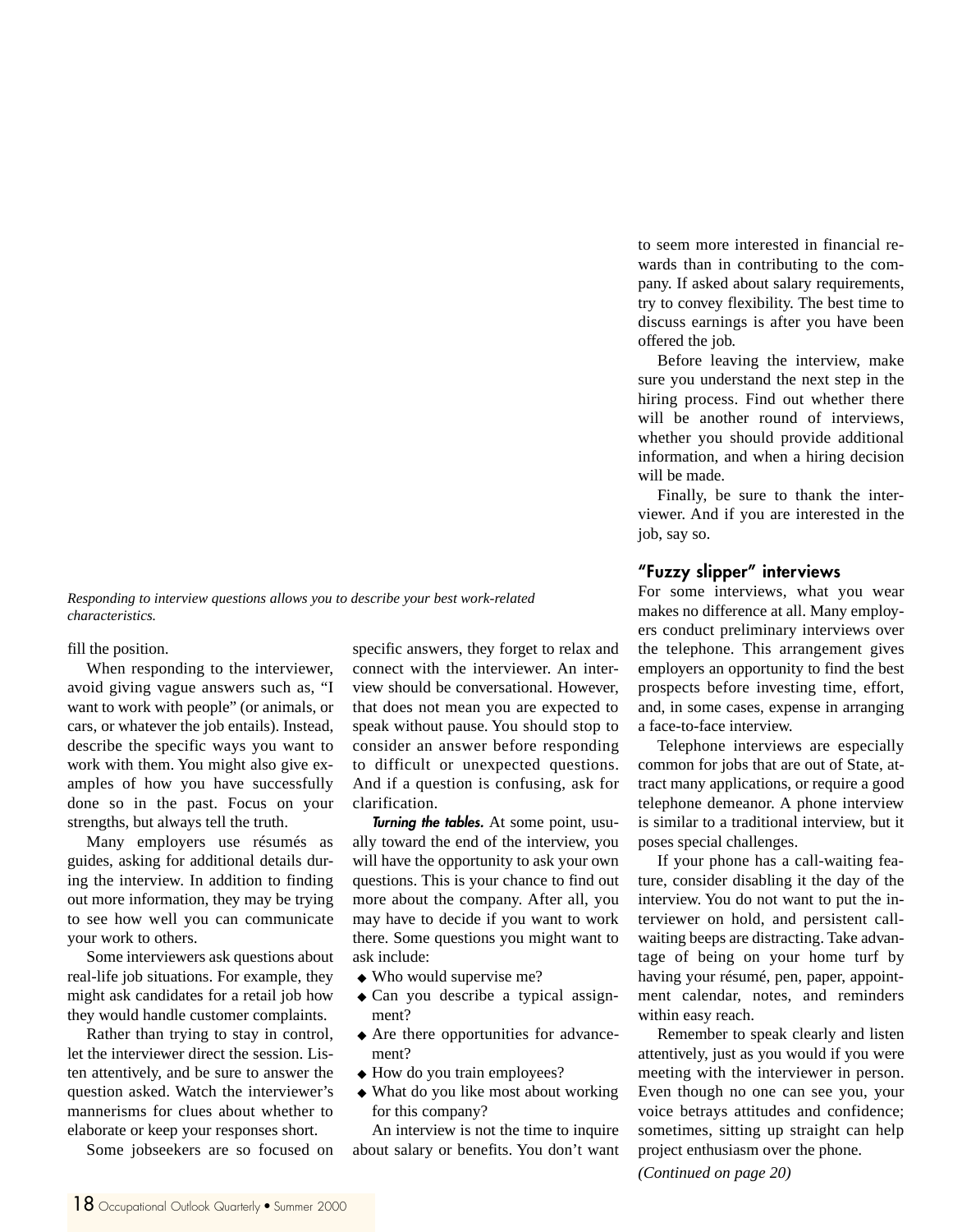*Responding to interview questions allows you to describe your best work-related characteristics.*

fill the position.

When responding to the interviewer, avoid giving vague answers such as, "I want to work with people" (or animals, or cars, or whatever the job entails). Instead, describe the specific ways you want to work with them. You might also give examples of how you have successfully done so in the past. Focus on your strengths, but always tell the truth.

Many employers use résumés as guides, asking for additional details during the interview. In addition to finding out more information, they may be trying to see how well you can communicate your work to others.

Some interviewers ask questions about real-life job situations. For example, they might ask candidates for a retail job how they would handle customer complaints.

Rather than trying to stay in control, let the interviewer direct the session. Listen attentively, and be sure to answer the question asked. Watch the interviewer's mannerisms for clues about whether to elaborate or keep your responses short.

Some jobseekers are so focused on specific answers, they forget to relax and connect with the interviewer. An interview should be conversational. However, that does not mean you are expected to speak without pause. You should stop to consider an answer before responding to difficult or unexpected questions. And if a question is confusing, ask for clarification.

***Turning the tables.*** At some point, usually toward the end of the interview, you will have the opportunity to ask your own questions. This is your chance to find out more about the company. After all, you may have to decide if you want to work there. Some questions you might want to ask include:

- Who would supervise me?
- Can you describe a typical assignment?
- Are there opportunities for advancement?
- How do you train employees?
- What do you like most about working for this company?

An interview is not the time to inquire about salary or benefits. You don't want to seem more interested in financial rewards than in contributing to the company. If asked about salary requirements, try to convey flexibility. The best time to discuss earnings is after you have been offered the job.

Before leaving the interview, make sure you understand the next step in the hiring process. Find out whether there will be another round of interviews, whether you should provide additional information, and when a hiring decision will be made.

Finally, be sure to thank the interviewer. And if you are interested in the job, say so.

## "Fuzzy slipper" interviews

For some interviews, what you wear makes no difference at all. Many employers conduct preliminary interviews over the telephone. This arrangement gives employers an opportunity to find the best prospects before investing time, effort, and, in some cases, expense in arranging a face-to-face interview.

Telephone interviews are especially common for jobs that are out of State, attract many applications, or require a good telephone demeanor. A phone interview is similar to a traditional interview, but it poses special challenges.

If your phone has a call-waiting feature, consider disabling it the day of the interview. You do not want to put the interviewer on hold, and persistent call-waiting beeps are distracting. Take advantage of being on your home turf by having your résumé, pen, paper, appointment calendar, notes, and reminders within easy reach.

Remember to speak clearly and listen attentively, just as you would if you were meeting with the interviewer in person. Even though no one can see you, your voice betrays attitudes and confidence; sometimes, sitting up straight can help project enthusiasm over the phone.

*(Continued on page 20)*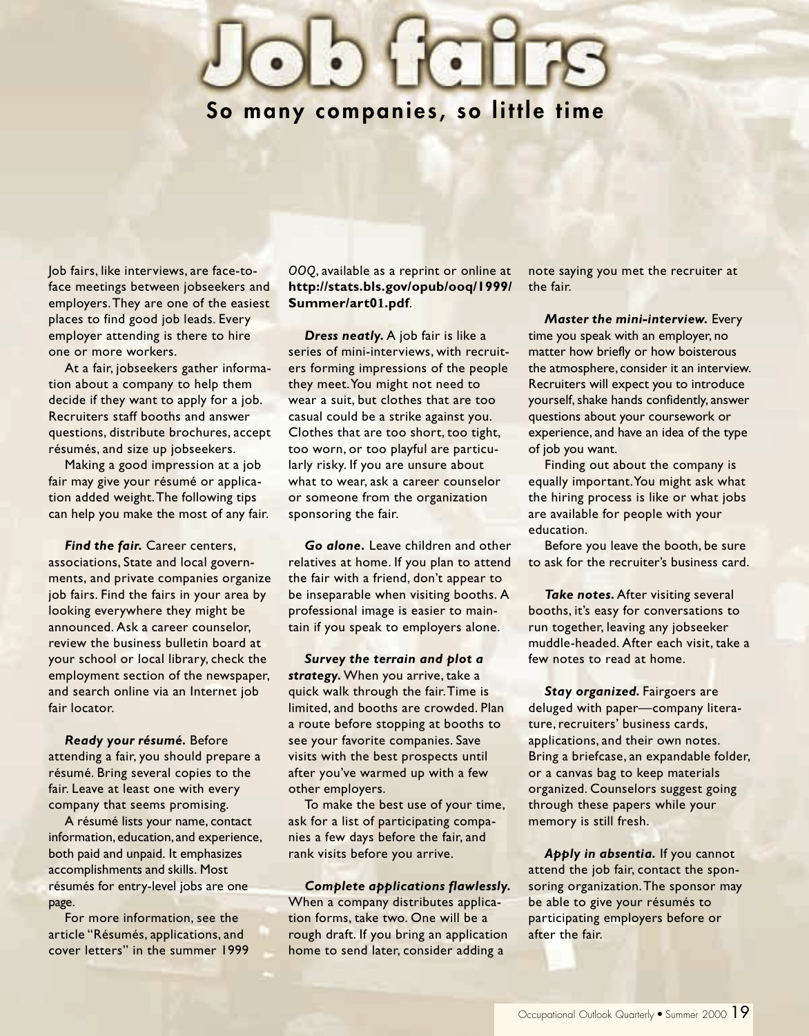# Job fairs

## So many companies, so little time

Job fairs, like interviews, are face-to-face meetings between jobseekers and employers. They are one of the easiest places to find good job leads. Every employer attending is there to hire one or more workers.

At a fair, jobseekers gather information about a company to help them decide if they want to apply for a job. Recruiters staff booths and answer questions, distribute brochures, accept résumés, and size up jobseekers.

Making a good impression at a job fair may give your résumé or application added weight. The following tips can help you make the most of any fair.

***Find the fair.*** Career centers, associations, State and local governments, and private companies organize job fairs. Find the fairs in your area by looking everywhere they might be announced. Ask a career counselor, review the business bulletin board at your school or local library, check the employment section of the newspaper, and search online via an Internet job fair locator.

***Ready your résumé.*** Before attending a fair, you should prepare a résumé. Bring several copies to the fair. Leave at least one with every company that seems promising.

A résumé lists your name, contact information, education, and experience, both paid and unpaid. It emphasizes accomplishments and skills. Most résumés for entry-level jobs are one page.

For more information, see the article "Résumés, applications, and cover letters" in the summer 1999 *OOQ*, available as a reprint or online at **http://stats.bls.gov/opub/ooq/1999/Summer/art01.pdf**.

***Dress neatly.*** A job fair is like a series of mini-interviews, with recruiters forming impressions of the people they meet. You might not need to wear a suit, but clothes that are too casual could be a strike against you. Clothes that are too short, too tight, too worn, or too playful are particularly risky. If you are unsure about what to wear, ask a career counselor or someone from the organization sponsoring the fair.

***Go alone.*** Leave children and other relatives at home. If you plan to attend the fair with a friend, don't appear to be inseparable when visiting booths. A professional image is easier to maintain if you speak to employers alone.

***Survey the terrain and plot a strategy.*** When you arrive, take a quick walk through the fair. Time is limited, and booths are crowded. Plan a route before stopping at booths to see your favorite companies. Save visits with the best prospects until after you've warmed up with a few other employers.

To make the best use of your time, ask for a list of participating companies a few days before the fair, and rank visits before you arrive.

***Complete applications flawlessly.*** When a company distributes application forms, take two. One will be a rough draft. If you bring an application home to send later, consider adding a note saying you met the recruiter at the fair.

***Master the mini-interview.*** Every time you speak with an employer, no matter how briefly or how boisterous the atmosphere, consider it an interview. Recruiters will expect you to introduce yourself, shake hands confidently, answer questions about your coursework or experience, and have an idea of the type of job you want.

Finding out about the company is equally important. You might ask what the hiring process is like or what jobs are available for people with your education.

Before you leave the booth, be sure to ask for the recruiter's business card.

***Take notes.*** After visiting several booths, it's easy for conversations to run together, leaving any jobseeker muddle-headed. After each visit, take a few notes to read at home.

***Stay organized.*** Fairgoers are deluged with paper—company literature, recruiters' business cards, applications, and their own notes. Bring a briefcase, an expandable folder, or a canvas bag to keep materials organized. Counselors suggest going through these papers while your memory is still fresh.

***Apply in absentia.*** If you cannot attend the job fair, contact the sponsoring organization. The sponsor may be able to give your résumés to participating employers before or after the fair.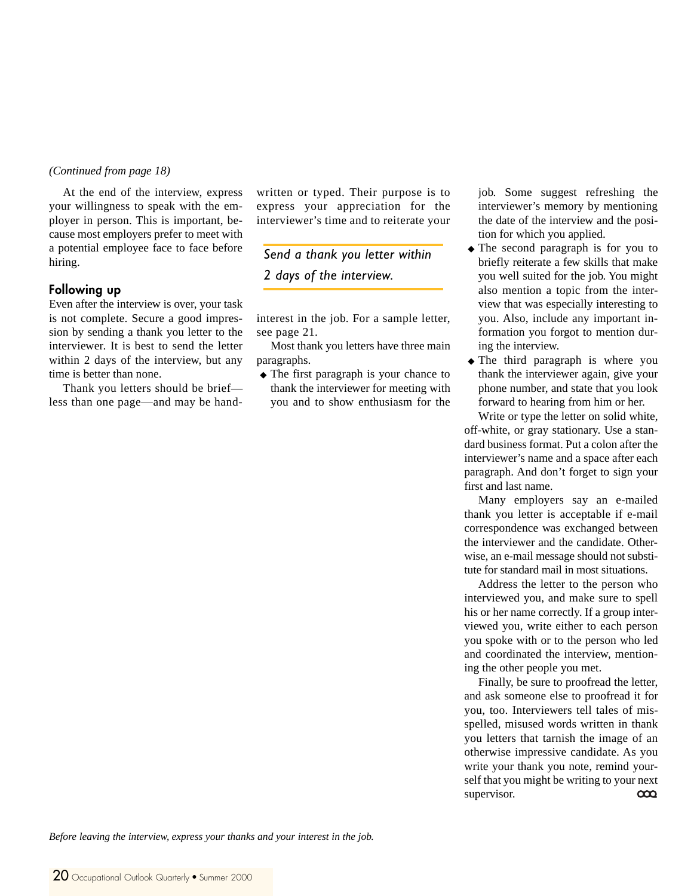*(Continued from page 18)*

At the end of the interview, express your willingness to speak with the employer in person. This is important, because most employers prefer to meet with a potential employee face to face before hiring.

### Following up

Even after the interview is over, your task is not complete. Secure a good impression by sending a thank you letter to the interviewer. It is best to send the letter within 2 days of the interview, but any time is better than none.

Thank you letters should be brief—less than one page—and may be handwritten or typed. Their purpose is to express your appreciation for the interviewer's time and to reiterate your interest in the job. For a sample letter, see page 21.

*Send a thank you letter within 2 days of the interview.*

Most thank you letters have three main paragraphs.

- The first paragraph is your chance to thank the interviewer for meeting with you and to show enthusiasm for the job. Some suggest refreshing the interviewer's memory by mentioning the date of the interview and the position for which you applied.
- The second paragraph is for you to briefly reiterate a few skills that make you well suited for the job. You might also mention a topic from the interview that was especially interesting to you. Also, include any important information you forgot to mention during the interview.
- The third paragraph is where you thank the interviewer again, give your phone number, and state that you look forward to hearing from him or her.

Write or type the letter on solid white, off-white, or gray stationary. Use a standard business format. Put a colon after the interviewer's name and a space after each paragraph. And don't forget to sign your first and last name.

Many employers say an e-mailed thank you letter is acceptable if e-mail correspondence was exchanged between the interviewer and the candidate. Otherwise, an e-mail message should not substitute for standard mail in most situations.

Address the letter to the person who interviewed you, and make sure to spell his or her name correctly. If a group interviewed you, write either to each person you spoke with or to the person who led and coordinated the interview, mentioning the other people you met.

Finally, be sure to proofread the letter, and ask someone else to proofread it for you, too. Interviewers tell tales of misspelled, misused words written in thank you letters that tarnish the image of an otherwise impressive candidate. As you write your thank you note, remind yourself that you might be writing to your next supervisor.

*Before leaving the interview, express your thanks and your interest in the job.*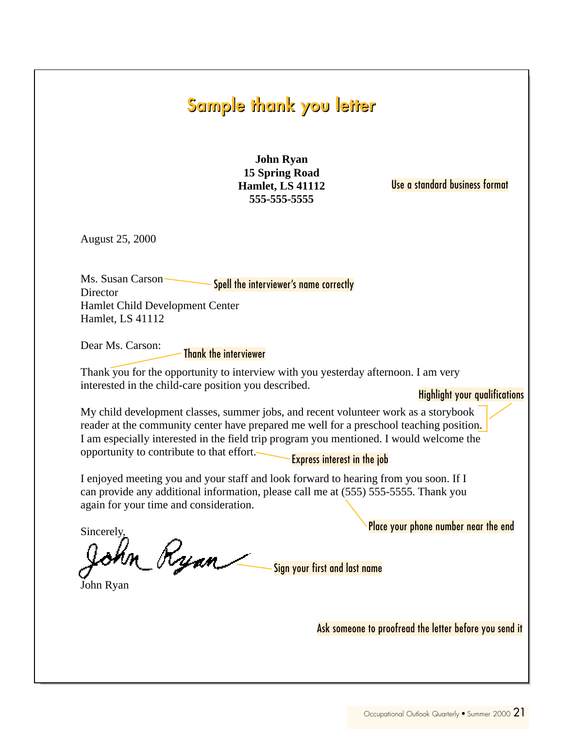## Sample thank you letter

**John Ryan**
**15 Spring Road**
**Hamlet, LS 41112**
**555-555-5555**

Use a standard business format

August 25, 2000

Ms. Susan Carson
Director
Hamlet Child Development Center
Hamlet, LS 41112

Spell the interviewer's name correctly

Dear Ms. Carson:

Thank the interviewer

Thank you for the opportunity to interview with you yesterday afternoon. I am very interested in the child-care position you described.

Highlight your qualifications

My child development classes, summer jobs, and recent volunteer work as a storybook reader at the community center have prepared me well for a preschool teaching position. I am especially interested in the field trip program you mentioned. I would welcome the opportunity to contribute to that effort.

Express interest in the job

I enjoyed meeting you and your staff and look forward to hearing from you soon. If I can provide any additional information, please call me at (555) 555-5555. Thank you again for your time and consideration.

Place your phone number near the end

Sincerely,

*John Ryan*

John Ryan

Sign your first and last name

Ask someone to proofread the letter before you send it